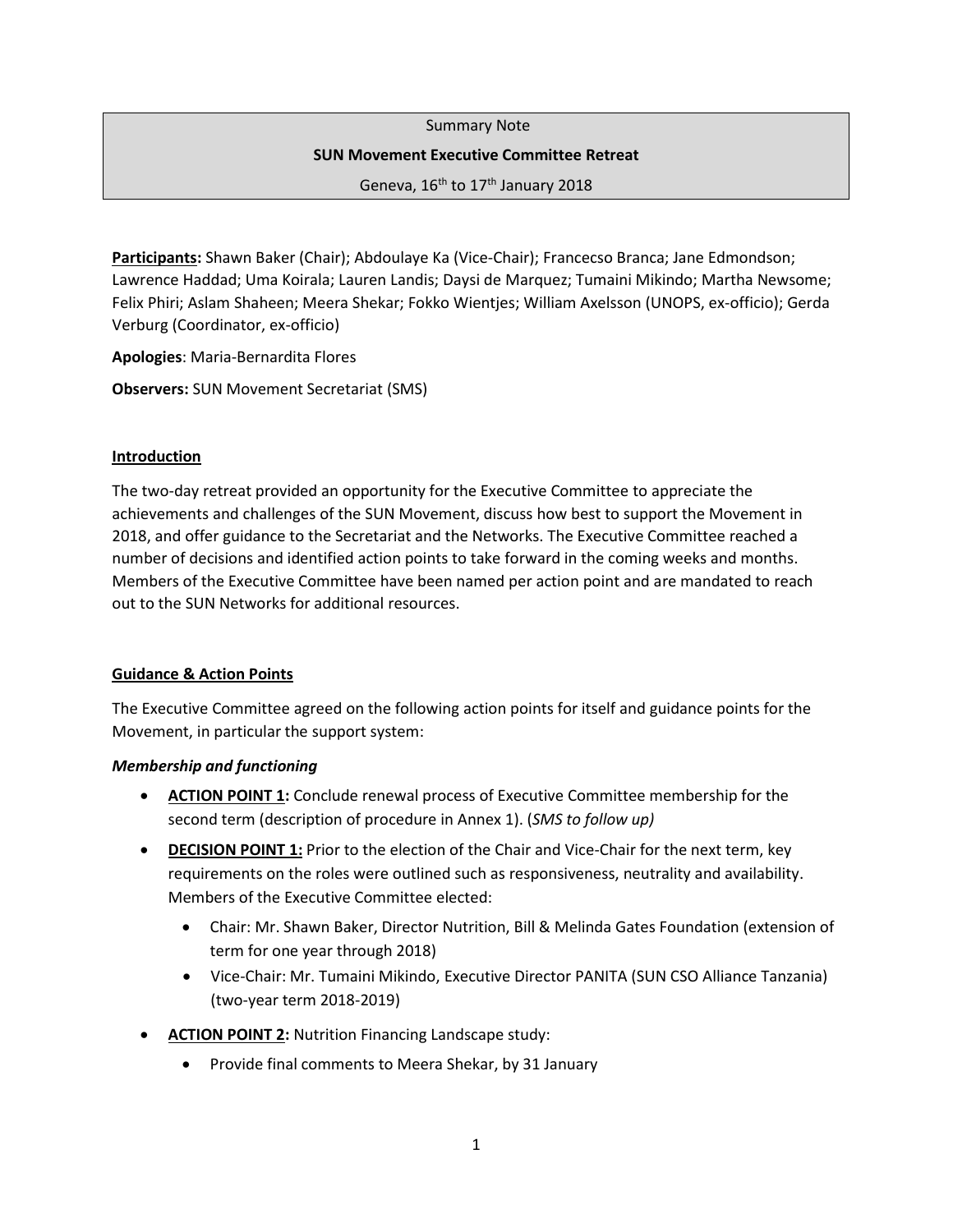Summary Note

**SUN Movement Executive Committee Retreat**

Geneva, 16th to 17th January 2018

**Participants:** Shawn Baker (Chair); Abdoulaye Ka (Vice-Chair); Francecso Branca; Jane Edmondson; Lawrence Haddad; Uma Koirala; Lauren Landis; Daysi de Marquez; Tumaini Mikindo; Martha Newsome; Felix Phiri; Aslam Shaheen; Meera Shekar; Fokko Wientjes; William Axelsson (UNOPS, ex-officio); Gerda Verburg (Coordinator, ex-officio)

**Apologies**: Maria-Bernardita Flores

**Observers:** SUN Movement Secretariat (SMS)

## Introduction

The two-day retreat provided an opportunity for the Executive Committee to appreciate the achievements and challenges of the SUN Movement, discuss how best to support the Movement in 2018, and offer guidance to the Secretariat and the Networks. The Executive Committee reached a number of decisions and identified action points to take forward in the coming weeks and months. Members of the Executive Committee have been named per action point and are mandated to reach out to the SUN Networks for additional resources.

## Guidance & Action Points

The Executive Committee agreed on the following action points for itself and guidance points for the Movement, in particular the support system:

### *Membership and functioning*

- **ACTION POINT 1:** Conclude renewal process of Executive Committee membership for the second term (description of procedure in Annex 1). (*SMS to follow up)*
- **DECISION POINT 1:** Prior to the election of the Chair and Vice-Chair for the next term, key requirements on the roles were outlined such as responsiveness, neutrality and availability. Members of the Executive Committee elected:
  - Chair: Mr. Shawn Baker, Director Nutrition, Bill & Melinda Gates Foundation (extension of term for one year through 2018)
  - Vice-Chair: Mr. Tumaini Mikindo, Executive Director PANITA (SUN CSO Alliance Tanzania) (two-year term 2018-2019)
- **ACTION POINT 2:** Nutrition Financing Landscape study:
  - Provide final comments to Meera Shekar, by 31 January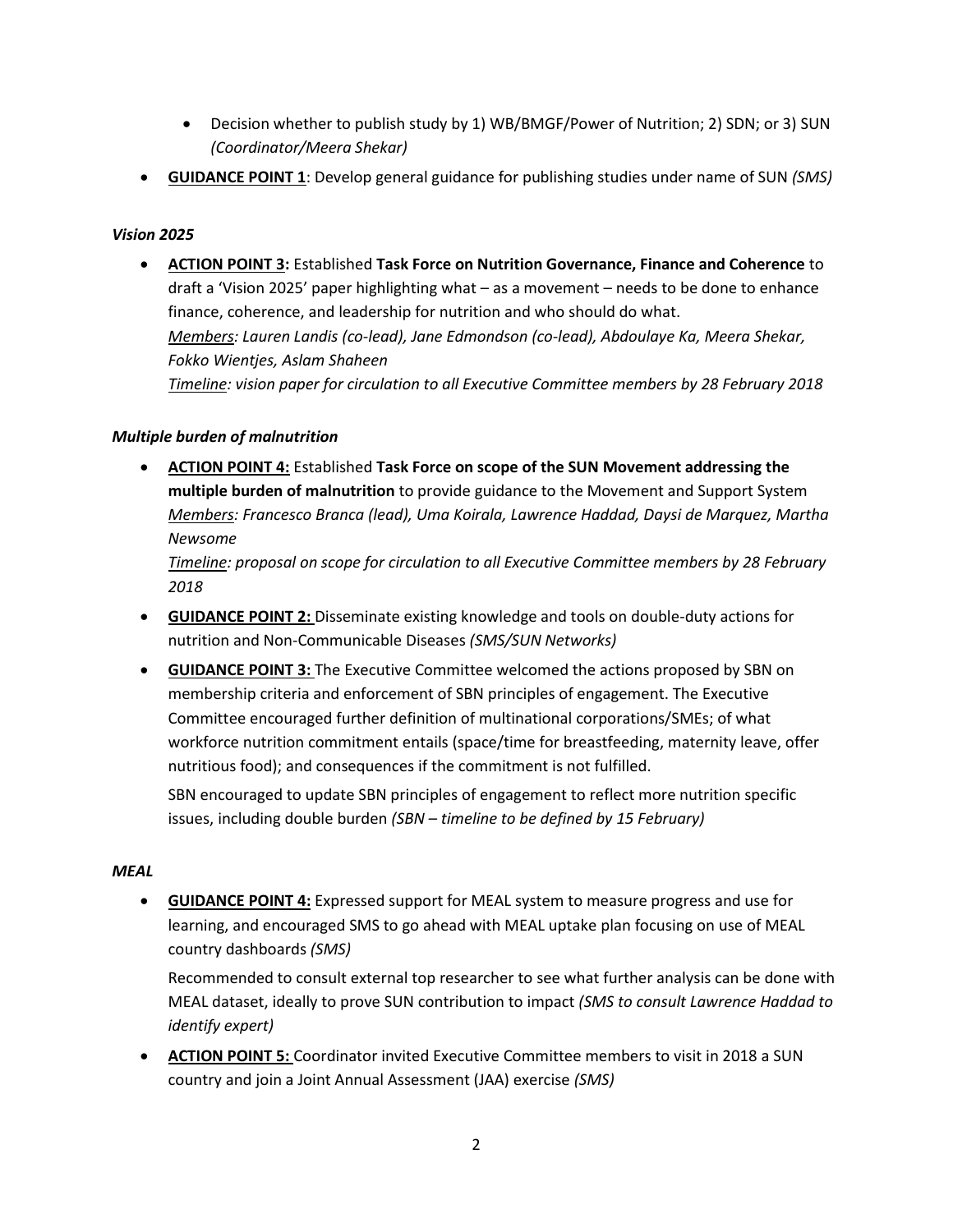- Decision whether to publish study by 1) WB/BMGF/Power of Nutrition; 2) SDN; or 3) SUN *(Coordinator/Meera Shekar)*
- **GUIDANCE POINT 1**: Develop general guidance for publishing studies under name of SUN *(SMS)*

***Vision 2025***

- **ACTION POINT 3:** Established **Task Force on Nutrition Governance, Finance and Coherence** to draft a 'Vision 2025' paper highlighting what – as a movement – needs to be done to enhance finance, coherence, and leadership for nutrition and who should do what.
  *Members: Lauren Landis (co-lead), Jane Edmondson (co-lead), Abdoulaye Ka, Meera Shekar, Fokko Wientjes, Aslam Shaheen*
  *Timeline: vision paper for circulation to all Executive Committee members by 28 February 2018*

***Multiple burden of malnutrition***

- **ACTION POINT 4:** Established **Task Force on scope of the SUN Movement addressing the multiple burden of malnutrition** to provide guidance to the Movement and Support System
  *Members: Francesco Branca (lead), Uma Koirala, Lawrence Haddad, Daysi de Marquez, Martha Newsome*
  *Timeline: proposal on scope for circulation to all Executive Committee members by 28 February 2018*
- **GUIDANCE POINT 2:** Disseminate existing knowledge and tools on double-duty actions for nutrition and Non-Communicable Diseases *(SMS/SUN Networks)*
- **GUIDANCE POINT 3:** The Executive Committee welcomed the actions proposed by SBN on membership criteria and enforcement of SBN principles of engagement. The Executive Committee encouraged further definition of multinational corporations/SMEs; of what workforce nutrition commitment entails (space/time for breastfeeding, maternity leave, offer nutritious food); and consequences if the commitment is not fulfilled.

  SBN encouraged to update SBN principles of engagement to reflect more nutrition specific issues, including double burden *(SBN – timeline to be defined by 15 February)*

***MEAL***

- **GUIDANCE POINT 4:** Expressed support for MEAL system to measure progress and use for learning, and encouraged SMS to go ahead with MEAL uptake plan focusing on use of MEAL country dashboards *(SMS)*

  Recommended to consult external top researcher to see what further analysis can be done with MEAL dataset, ideally to prove SUN contribution to impact *(SMS to consult Lawrence Haddad to identify expert)*
- **ACTION POINT 5:** Coordinator invited Executive Committee members to visit in 2018 a SUN country and join a Joint Annual Assessment (JAA) exercise *(SMS)*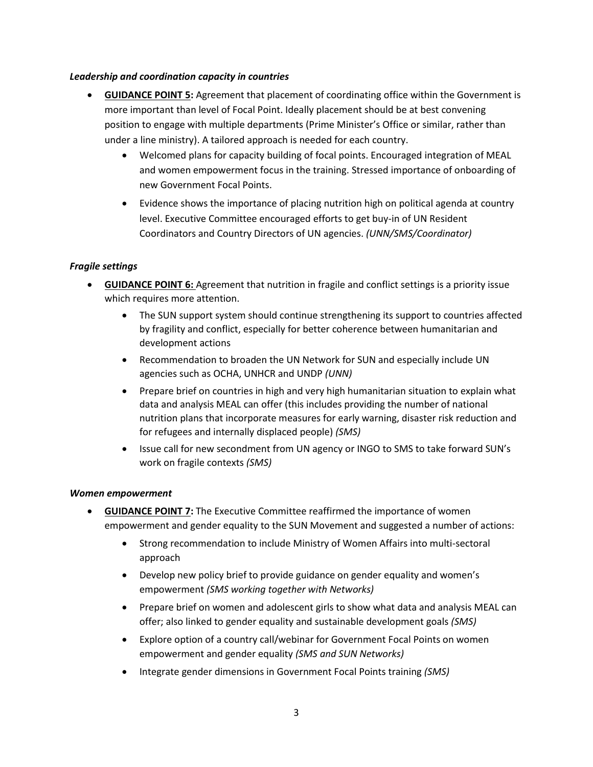***Leadership and coordination capacity in countries***

- **GUIDANCE POINT 5:** Agreement that placement of coordinating office within the Government is more important than level of Focal Point. Ideally placement should be at best convening position to engage with multiple departments (Prime Minister's Office or similar, rather than under a line ministry). A tailored approach is needed for each country.
  - Welcomed plans for capacity building of focal points. Encouraged integration of MEAL and women empowerment focus in the training. Stressed importance of onboarding of new Government Focal Points.
  - Evidence shows the importance of placing nutrition high on political agenda at country level. Executive Committee encouraged efforts to get buy-in of UN Resident Coordinators and Country Directors of UN agencies. *(UNN/SMS/Coordinator)*

***Fragile settings***

- **GUIDANCE POINT 6:** Agreement that nutrition in fragile and conflict settings is a priority issue which requires more attention.
  - The SUN support system should continue strengthening its support to countries affected by fragility and conflict, especially for better coherence between humanitarian and development actions
  - Recommendation to broaden the UN Network for SUN and especially include UN agencies such as OCHA, UNHCR and UNDP *(UNN)*
  - Prepare brief on countries in high and very high humanitarian situation to explain what data and analysis MEAL can offer (this includes providing the number of national nutrition plans that incorporate measures for early warning, disaster risk reduction and for refugees and internally displaced people) *(SMS)*
  - Issue call for new secondment from UN agency or INGO to SMS to take forward SUN's work on fragile contexts *(SMS)*

***Women empowerment***

- **GUIDANCE POINT 7:** The Executive Committee reaffirmed the importance of women empowerment and gender equality to the SUN Movement and suggested a number of actions:
  - Strong recommendation to include Ministry of Women Affairs into multi-sectoral approach
  - Develop new policy brief to provide guidance on gender equality and women's empowerment *(SMS working together with Networks)*
  - Prepare brief on women and adolescent girls to show what data and analysis MEAL can offer; also linked to gender equality and sustainable development goals *(SMS)*
  - Explore option of a country call/webinar for Government Focal Points on women empowerment and gender equality *(SMS and SUN Networks)*
  - Integrate gender dimensions in Government Focal Points training *(SMS)*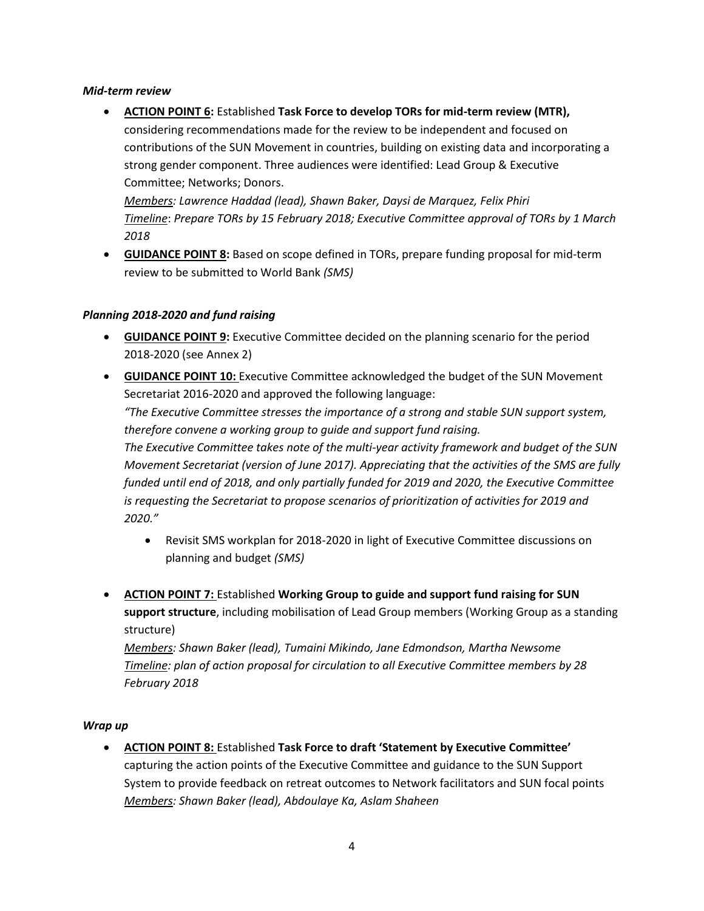***Mid-term review***

- **ACTION POINT 6:** Established **Task Force to develop TORs for mid-term review (MTR),** considering recommendations made for the review to be independent and focused on contributions of the SUN Movement in countries, building on existing data and incorporating a strong gender component. Three audiences were identified: Lead Group & Executive Committee; Networks; Donors.
  *Members: Lawrence Haddad (lead), Shawn Baker, Daysi de Marquez, Felix Phiri*
  *Timeline: Prepare TORs by 15 February 2018; Executive Committee approval of TORs by 1 March 2018*
- **GUIDANCE POINT 8:** Based on scope defined in TORs, prepare funding proposal for mid-term review to be submitted to World Bank *(SMS)*

***Planning 2018-2020 and fund raising***

- **GUIDANCE POINT 9:** Executive Committee decided on the planning scenario for the period 2018-2020 (see Annex 2)
- **GUIDANCE POINT 10:** Executive Committee acknowledged the budget of the SUN Movement Secretariat 2016-2020 and approved the following language:
  *"The Executive Committee stresses the importance of a strong and stable SUN support system, therefore convene a working group to guide and support fund raising.*
  *The Executive Committee takes note of the multi-year activity framework and budget of the SUN Movement Secretariat (version of June 2017). Appreciating that the activities of the SMS are fully funded until end of 2018, and only partially funded for 2019 and 2020, the Executive Committee is requesting the Secretariat to propose scenarios of prioritization of activities for 2019 and 2020."*
    - Revisit SMS workplan for 2018-2020 in light of Executive Committee discussions on planning and budget *(SMS)*
- **ACTION POINT 7:** Established **Working Group to guide and support fund raising for SUN support structure**, including mobilisation of Lead Group members (Working Group as a standing structure)
  *Members: Shawn Baker (lead), Tumaini Mikindo, Jane Edmondson, Martha Newsome*
  *Timeline: plan of action proposal for circulation to all Executive Committee members by 28 February 2018*

***Wrap up***

- **ACTION POINT 8:** Established **Task Force to draft 'Statement by Executive Committee'** capturing the action points of the Executive Committee and guidance to the SUN Support System to provide feedback on retreat outcomes to Network facilitators and SUN focal points
  *Members: Shawn Baker (lead), Abdoulaye Ka, Aslam Shaheen*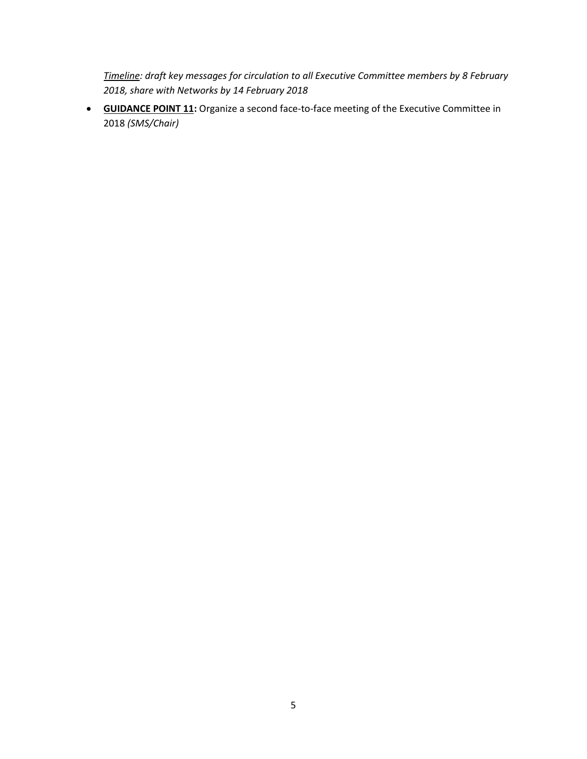*<u>Timeline</u>: draft key messages for circulation to all Executive Committee members by 8 February 2018, share with Networks by 14 February 2018*

- **<u>GUIDANCE POINT 11</u>:** Organize a second face-to-face meeting of the Executive Committee in 2018 *(SMS/Chair)*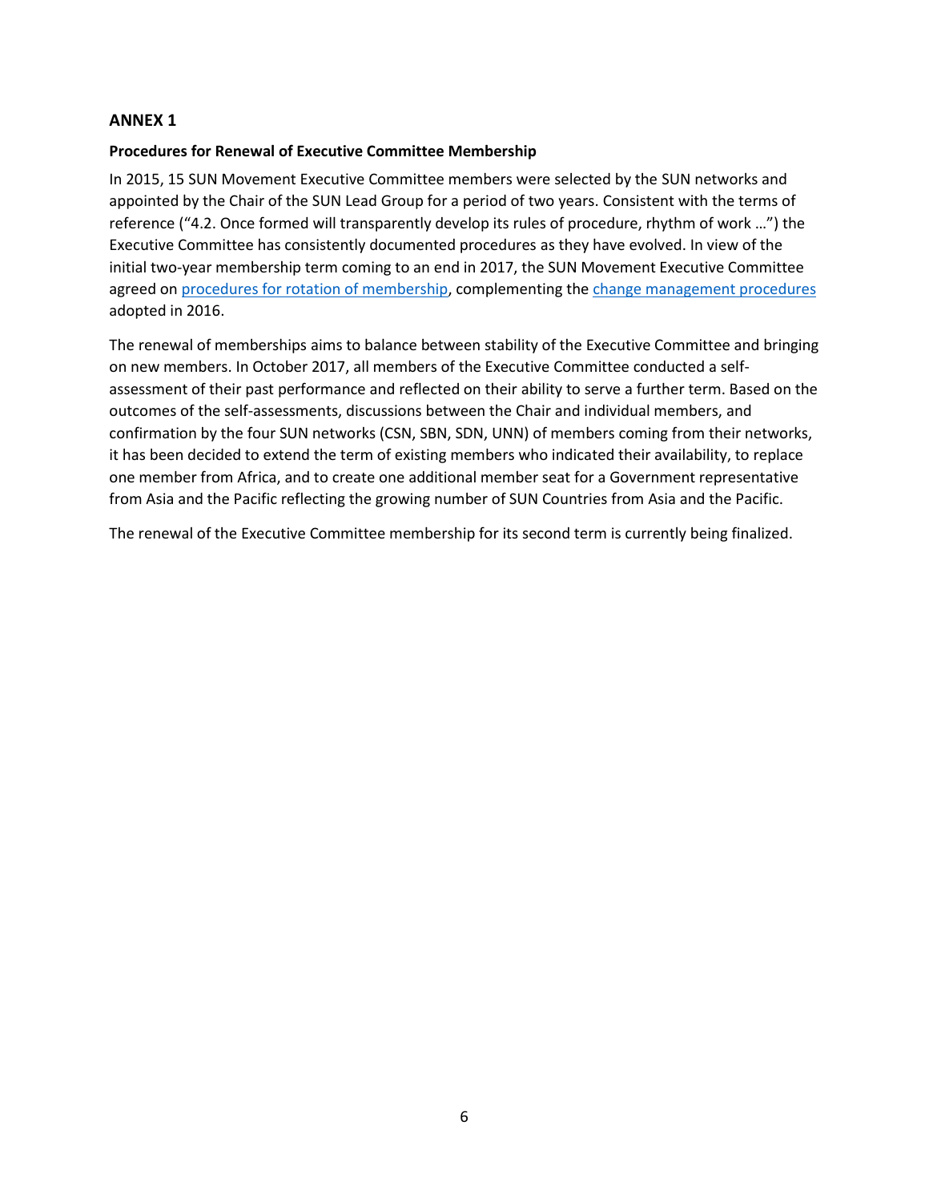## ANNEX 1

### Procedures for Renewal of Executive Committee Membership

In 2015, 15 SUN Movement Executive Committee members were selected by the SUN networks and appointed by the Chair of the SUN Lead Group for a period of two years. Consistent with the terms of reference ("4.2. Once formed will transparently develop its rules of procedure, rhythm of work …") the Executive Committee has consistently documented procedures as they have evolved. In view of the initial two-year membership term coming to an end in 2017, the SUN Movement Executive Committee agreed on procedures for rotation of membership, complementing the change management procedures adopted in 2016.

The renewal of memberships aims to balance between stability of the Executive Committee and bringing on new members. In October 2017, all members of the Executive Committee conducted a self-assessment of their past performance and reflected on their ability to serve a further term. Based on the outcomes of the self-assessments, discussions between the Chair and individual members, and confirmation by the four SUN networks (CSN, SBN, SDN, UNN) of members coming from their networks, it has been decided to extend the term of existing members who indicated their availability, to replace one member from Africa, and to create one additional member seat for a Government representative from Asia and the Pacific reflecting the growing number of SUN Countries from Asia and the Pacific.

The renewal of the Executive Committee membership for its second term is currently being finalized.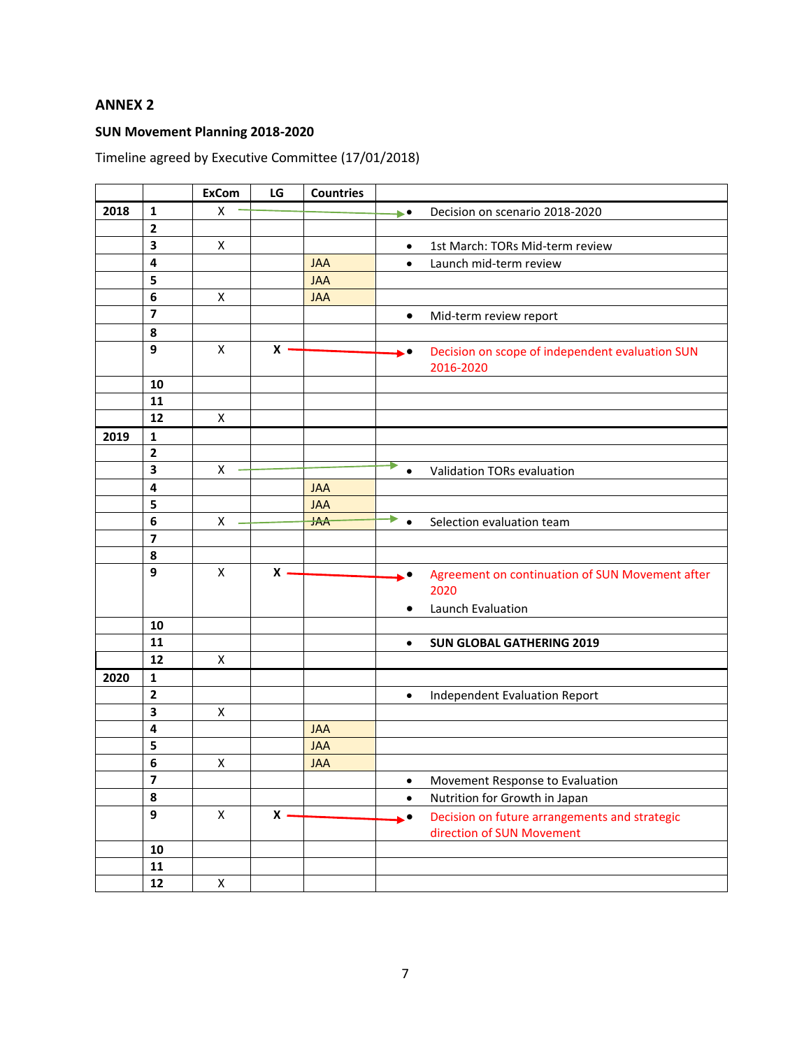**ANNEX 2**

**SUN Movement Planning 2018-2020**

Timeline agreed by Executive Committee (17/01/2018)

| | | ExCom | LG | Countries | |
|---|---|---|---|---|---|
| **2018** | **1** | X | | | • Decision on scenario 2018-2020 |
| | **2** | | | | |
| | **3** | X | | | • 1st March: TORs Mid-term review |
| | **4** | | | JAA | • Launch mid-term review |
| | **5** | | | JAA | |
| | **6** | X | | JAA | |
| | **7** | | | | • Mid-term review report |
| | **8** | | | | |
| | **9** | X | **X** | | • Decision on scope of independent evaluation SUN 2016-2020 |
| | **10** | | | | |
| | **11** | | | | |
| | **12** | X | | | |
| **2019** | **1** | | | | |
| | **2** | | | | |
| | **3** | X | | | • Validation TORs evaluation |
| | **4** | | | JAA | |
| | **5** | | | JAA | |
| | **6** | X | | JAA | • Selection evaluation team |
| | **7** | | | | |
| | **8** | | | | |
| | **9** | X | **X** | | • Agreement on continuation of SUN Movement after 2020<br>• Launch Evaluation |
| | **10** | | | | |
| | **11** | | | | • **SUN GLOBAL GATHERING 2019** |
| | **12** | X | | | |
| **2020** | **1** | | | | |
| | **2** | | | | • Independent Evaluation Report |
| | **3** | X | | | |
| | **4** | | | JAA | |
| | **5** | | | JAA | |
| | **6** | X | | JAA | |
| | **7** | | | | • Movement Response to Evaluation |
| | **8** | | | | • Nutrition for Growth in Japan |
| | **9** | X | **X** | | • Decision on future arrangements and strategic direction of SUN Movement |
| | **10** | | | | |
| | **11** | | | | |
| | **12** | X | | | |